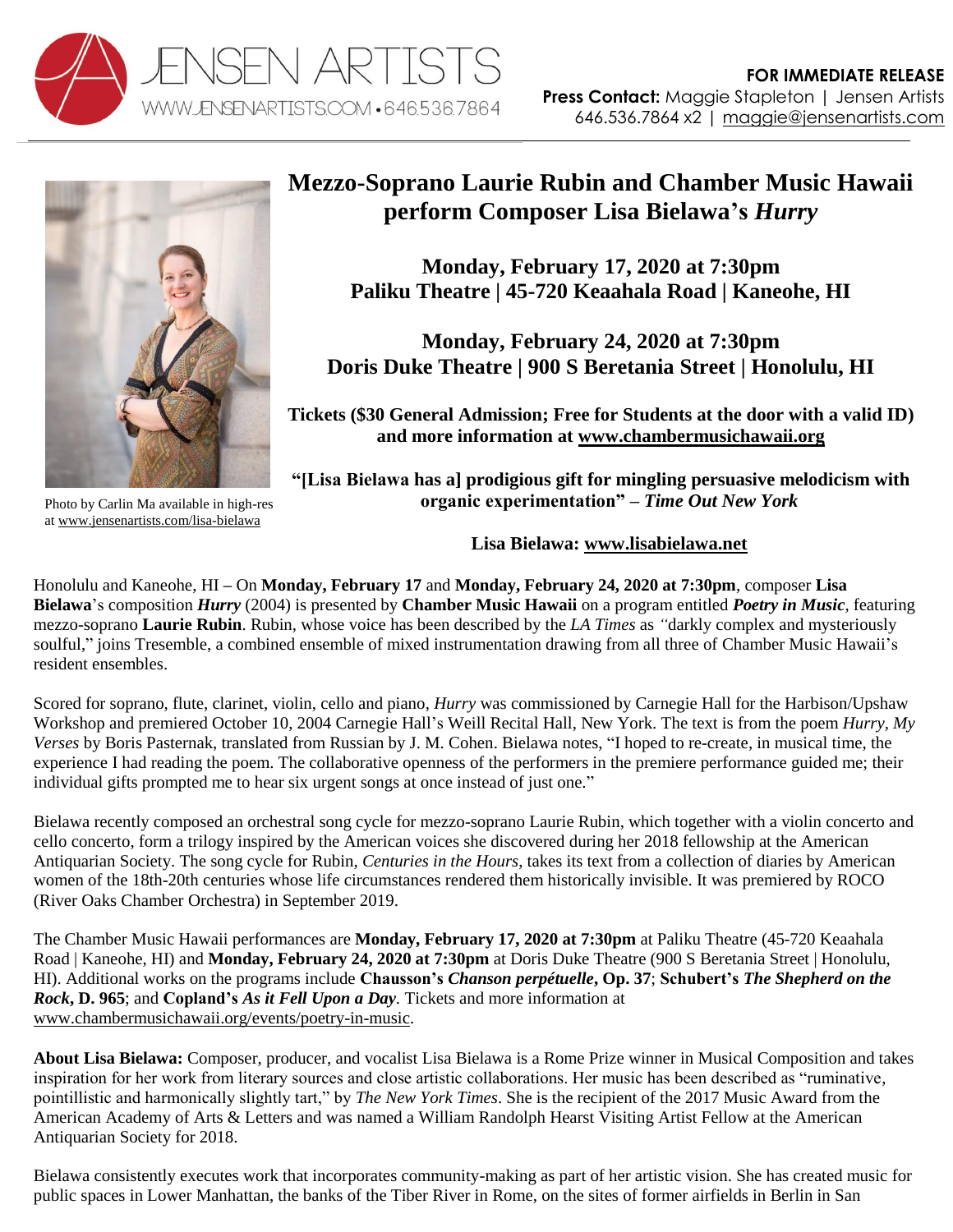JENSEN ARTISTS
WWW.JENSENARTISTS.COM • 646.536.7864

**FOR IMMEDIATE RELEASE**
**Press Contact:** Maggie Stapleton | Jensen Artists
646.536.7864 x2 | maggie@jensenartists.com

Photo by Carlin Ma available in high-res at www.jensenartists.com/lisa-bielawa

# Mezzo-Soprano Laurie Rubin and Chamber Music Hawaii perform Composer Lisa Bielawa's *Hurry*

**Monday, February 17, 2020 at 7:30pm**
**Paliku Theatre | 45-720 Keaahala Road | Kaneohe, HI**

**Monday, February 24, 2020 at 7:30pm**
**Doris Duke Theatre | 900 S Beretania Street | Honolulu, HI**

**Tickets ($30 General Admission; Free for Students at the door with a valid ID) and more information at www.chambermusichawaii.org**

**"[Lisa Bielawa has a] prodigious gift for mingling persuasive melodicism with organic experimentation" – *Time Out New York***

**Lisa Bielawa: www.lisabielawa.net**

Honolulu and Kaneohe, HI – On **Monday, February 17** and **Monday, February 24, 2020 at 7:30pm**, composer **Lisa Bielawa**'s composition ***Hurry*** (2004) is presented by **Chamber Music Hawaii** on a program entitled ***Poetry in Music***, featuring mezzo-soprano **Laurie Rubin**. Rubin, whose voice has been described by the *LA Times* as "darkly complex and mysteriously soulful," joins Tresemble, a combined ensemble of mixed instrumentation drawing from all three of Chamber Music Hawaii's resident ensembles.

Scored for soprano, flute, clarinet, violin, cello and piano, *Hurry* was commissioned by Carnegie Hall for the Harbison/Upshaw Workshop and premiered October 10, 2004 Carnegie Hall's Weill Recital Hall, New York. The text is from the poem *Hurry, My Verses* by Boris Pasternak, translated from Russian by J. M. Cohen. Bielawa notes, "I hoped to re-create, in musical time, the experience I had reading the poem. The collaborative openness of the performers in the premiere performance guided me; their individual gifts prompted me to hear six urgent songs at once instead of just one."

Bielawa recently composed an orchestral song cycle for mezzo-soprano Laurie Rubin, which together with a violin concerto and cello concerto, form a trilogy inspired by the American voices she discovered during her 2018 fellowship at the American Antiquarian Society. The song cycle for Rubin, *Centuries in the Hours*, takes its text from a collection of diaries by American women of the 18th-20th centuries whose life circumstances rendered them historically invisible. It was premiered by ROCO (River Oaks Chamber Orchestra) in September 2019.

The Chamber Music Hawaii performances are **Monday, February 17, 2020 at 7:30pm** at Paliku Theatre (45-720 Keaahala Road | Kaneohe, HI) and **Monday, February 24, 2020 at 7:30pm** at Doris Duke Theatre (900 S Beretania Street | Honolulu, HI). Additional works on the programs include **Chausson's *Chanson perpétuelle*, Op. 37**; **Schubert's *The Shepherd on the Rock*, D. 965**; and **Copland's *As it Fell Upon a Day***. Tickets and more information at www.chambermusichawaii.org/events/poetry-in-music.

**About Lisa Bielawa:** Composer, producer, and vocalist Lisa Bielawa is a Rome Prize winner in Musical Composition and takes inspiration for her work from literary sources and close artistic collaborations. Her music has been described as "ruminative, pointillistic and harmonically slightly tart," by *The New York Times*. She is the recipient of the 2017 Music Award from the American Academy of Arts & Letters and was named a William Randolph Hearst Visiting Artist Fellow at the American Antiquarian Society for 2018.

Bielawa consistently executes work that incorporates community-making as part of her artistic vision. She has created music for public spaces in Lower Manhattan, the banks of the Tiber River in Rome, on the sites of former airfields in Berlin in San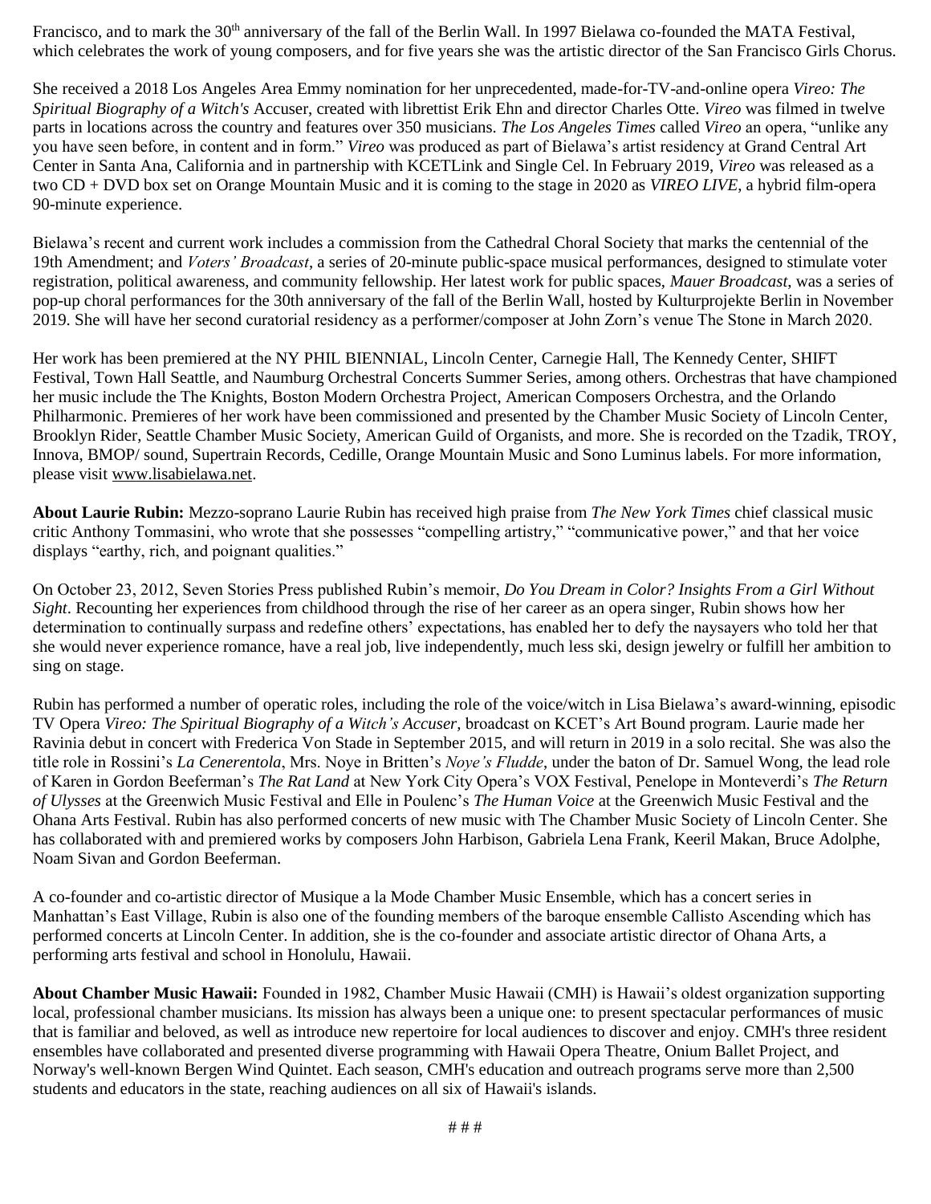Francisco, and to mark the 30th anniversary of the fall of the Berlin Wall. In 1997 Bielawa co-founded the MATA Festival, which celebrates the work of young composers, and for five years she was the artistic director of the San Francisco Girls Chorus.

She received a 2018 Los Angeles Area Emmy nomination for her unprecedented, made-for-TV-and-online opera *Vireo: The Spiritual Biography of a Witch's* Accuser, created with librettist Erik Ehn and director Charles Otte. *Vireo* was filmed in twelve parts in locations across the country and features over 350 musicians. *The Los Angeles Times* called *Vireo* an opera, "unlike any you have seen before, in content and in form." *Vireo* was produced as part of Bielawa's artist residency at Grand Central Art Center in Santa Ana, California and in partnership with KCETLink and Single Cel. In February 2019, *Vireo* was released as a two CD + DVD box set on Orange Mountain Music and it is coming to the stage in 2020 as *VIREO LIVE*, a hybrid film-opera 90-minute experience.

Bielawa's recent and current work includes a commission from the Cathedral Choral Society that marks the centennial of the 19th Amendment; and *Voters' Broadcast*, a series of 20-minute public-space musical performances, designed to stimulate voter registration, political awareness, and community fellowship. Her latest work for public spaces, *Mauer Broadcast*, was a series of pop-up choral performances for the 30th anniversary of the fall of the Berlin Wall, hosted by Kulturprojekte Berlin in November 2019. She will have her second curatorial residency as a performer/composer at John Zorn's venue The Stone in March 2020.

Her work has been premiered at the NY PHIL BIENNIAL, Lincoln Center, Carnegie Hall, The Kennedy Center, SHIFT Festival, Town Hall Seattle, and Naumburg Orchestral Concerts Summer Series, among others. Orchestras that have championed her music include the The Knights, Boston Modern Orchestra Project, American Composers Orchestra, and the Orlando Philharmonic. Premieres of her work have been commissioned and presented by the Chamber Music Society of Lincoln Center, Brooklyn Rider, Seattle Chamber Music Society, American Guild of Organists, and more. She is recorded on the Tzadik, TROY, Innova, BMOP/ sound, Supertrain Records, Cedille, Orange Mountain Music and Sono Luminus labels. For more information, please visit www.lisabielawa.net.

**About Laurie Rubin:** Mezzo-soprano Laurie Rubin has received high praise from *The New York Times* chief classical music critic Anthony Tommasini, who wrote that she possesses "compelling artistry," "communicative power," and that her voice displays "earthy, rich, and poignant qualities."

On October 23, 2012, Seven Stories Press published Rubin's memoir, *Do You Dream in Color? Insights From a Girl Without Sight*. Recounting her experiences from childhood through the rise of her career as an opera singer, Rubin shows how her determination to continually surpass and redefine others' expectations, has enabled her to defy the naysayers who told her that she would never experience romance, have a real job, live independently, much less ski, design jewelry or fulfill her ambition to sing on stage.

Rubin has performed a number of operatic roles, including the role of the voice/witch in Lisa Bielawa's award-winning, episodic TV Opera *Vireo: The Spiritual Biography of a Witch's Accuser*, broadcast on KCET's Art Bound program. Laurie made her Ravinia debut in concert with Frederica Von Stade in September 2015, and will return in 2019 in a solo recital. She was also the title role in Rossini's *La Cenerentola*, Mrs. Noye in Britten's *Noye's Fludde*, under the baton of Dr. Samuel Wong, the lead role of Karen in Gordon Beeferman's *The Rat Land* at New York City Opera's VOX Festival, Penelope in Monteverdi's *The Return of Ulysses* at the Greenwich Music Festival and Elle in Poulenc's *The Human Voice* at the Greenwich Music Festival and the Ohana Arts Festival. Rubin has also performed concerts of new music with The Chamber Music Society of Lincoln Center. She has collaborated with and premiered works by composers John Harbison, Gabriela Lena Frank, Keeril Makan, Bruce Adolphe, Noam Sivan and Gordon Beeferman.

A co-founder and co-artistic director of Musique a la Mode Chamber Music Ensemble, which has a concert series in Manhattan's East Village, Rubin is also one of the founding members of the baroque ensemble Callisto Ascending which has performed concerts at Lincoln Center. In addition, she is the co-founder and associate artistic director of Ohana Arts, a performing arts festival and school in Honolulu, Hawaii.

**About Chamber Music Hawaii:** Founded in 1982, Chamber Music Hawaii (CMH) is Hawaii's oldest organization supporting local, professional chamber musicians. Its mission has always been a unique one: to present spectacular performances of music that is familiar and beloved, as well as introduce new repertoire for local audiences to discover and enjoy. CMH's three resident ensembles have collaborated and presented diverse programming with Hawaii Opera Theatre, Onium Ballet Project, and Norway's well-known Bergen Wind Quintet. Each season, CMH's education and outreach programs serve more than 2,500 students and educators in the state, reaching audiences on all six of Hawaii's islands.

# # #